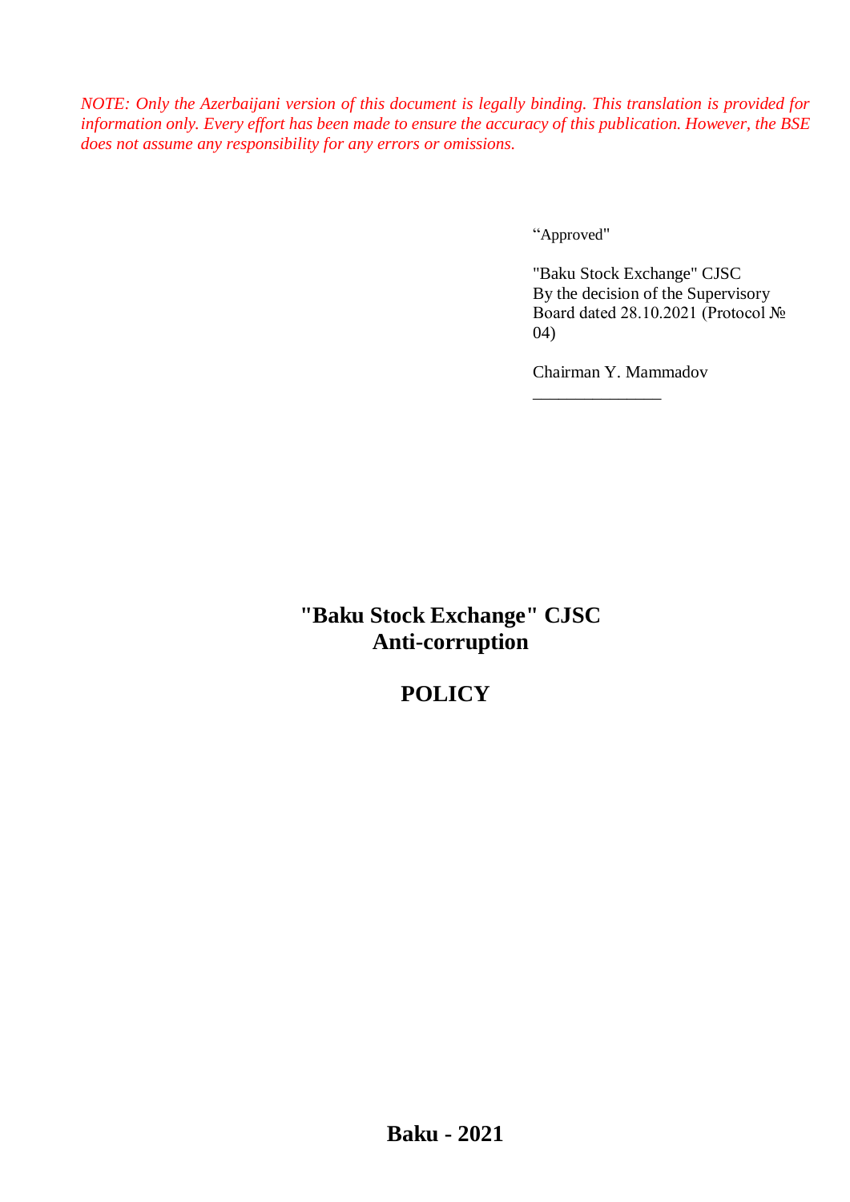*NOTE: Only the Azerbaijani version of this document is legally binding. This translation is provided for information only. Every effort has been made to ensure the accuracy of this publication. However, the BSE does not assume any responsibility for any errors or omissions.*

"Approved"

"Baku Stock Exchange" CJSC
By the decision of the Supervisory Board dated 28.10.2021 (Protocol № 04)

Chairman Y. Mammadov

_______________

# "Baku Stock Exchange" CJSC Anti-corruption

# POLICY

**Baku - 2021**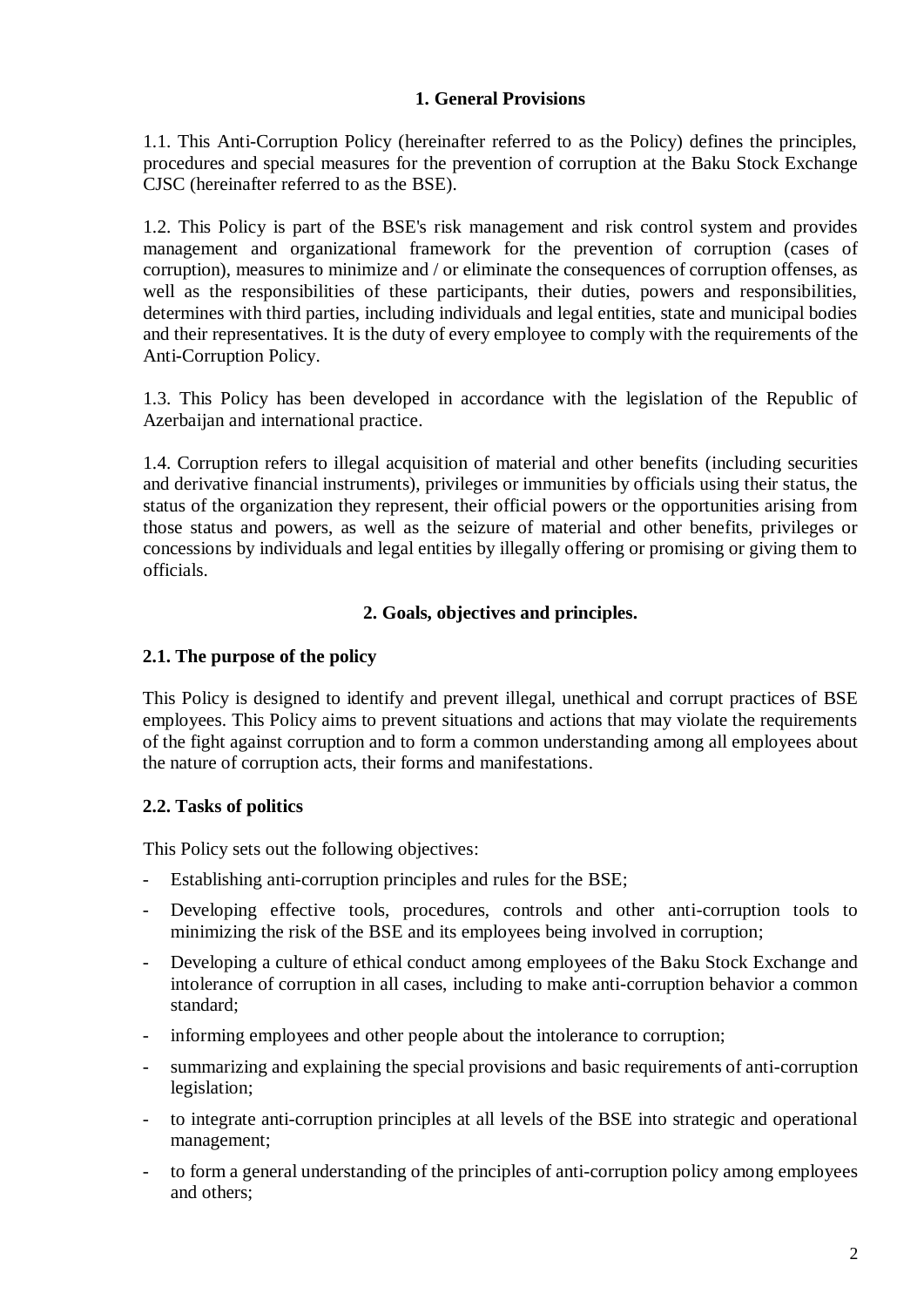## 1. General Provisions

1.1. This Anti-Corruption Policy (hereinafter referred to as the Policy) defines the principles, procedures and special measures for the prevention of corruption at the Baku Stock Exchange CJSC (hereinafter referred to as the BSE).

1.2. This Policy is part of the BSE's risk management and risk control system and provides management and organizational framework for the prevention of corruption (cases of corruption), measures to minimize and / or eliminate the consequences of corruption offenses, as well as the responsibilities of these participants, their duties, powers and responsibilities, determines with third parties, including individuals and legal entities, state and municipal bodies and their representatives. It is the duty of every employee to comply with the requirements of the Anti-Corruption Policy.

1.3. This Policy has been developed in accordance with the legislation of the Republic of Azerbaijan and international practice.

1.4. Corruption refers to illegal acquisition of material and other benefits (including securities and derivative financial instruments), privileges or immunities by officials using their status, the status of the organization they represent, their official powers or the opportunities arising from those status and powers, as well as the seizure of material and other benefits, privileges or concessions by individuals and legal entities by illegally offering or promising or giving them to officials.

## 2. Goals, objectives and principles.

### 2.1. The purpose of the policy

This Policy is designed to identify and prevent illegal, unethical and corrupt practices of BSE employees. This Policy aims to prevent situations and actions that may violate the requirements of the fight against corruption and to form a common understanding among all employees about the nature of corruption acts, their forms and manifestations.

### 2.2. Tasks of politics

This Policy sets out the following objectives:

- Establishing anti-corruption principles and rules for the BSE;
- Developing effective tools, procedures, controls and other anti-corruption tools to minimizing the risk of the BSE and its employees being involved in corruption;
- Developing a culture of ethical conduct among employees of the Baku Stock Exchange and intolerance of corruption in all cases, including to make anti-corruption behavior a common standard;
- informing employees and other people about the intolerance to corruption;
- summarizing and explaining the special provisions and basic requirements of anti-corruption legislation;
- to integrate anti-corruption principles at all levels of the BSE into strategic and operational management;
- to form a general understanding of the principles of anti-corruption policy among employees and others;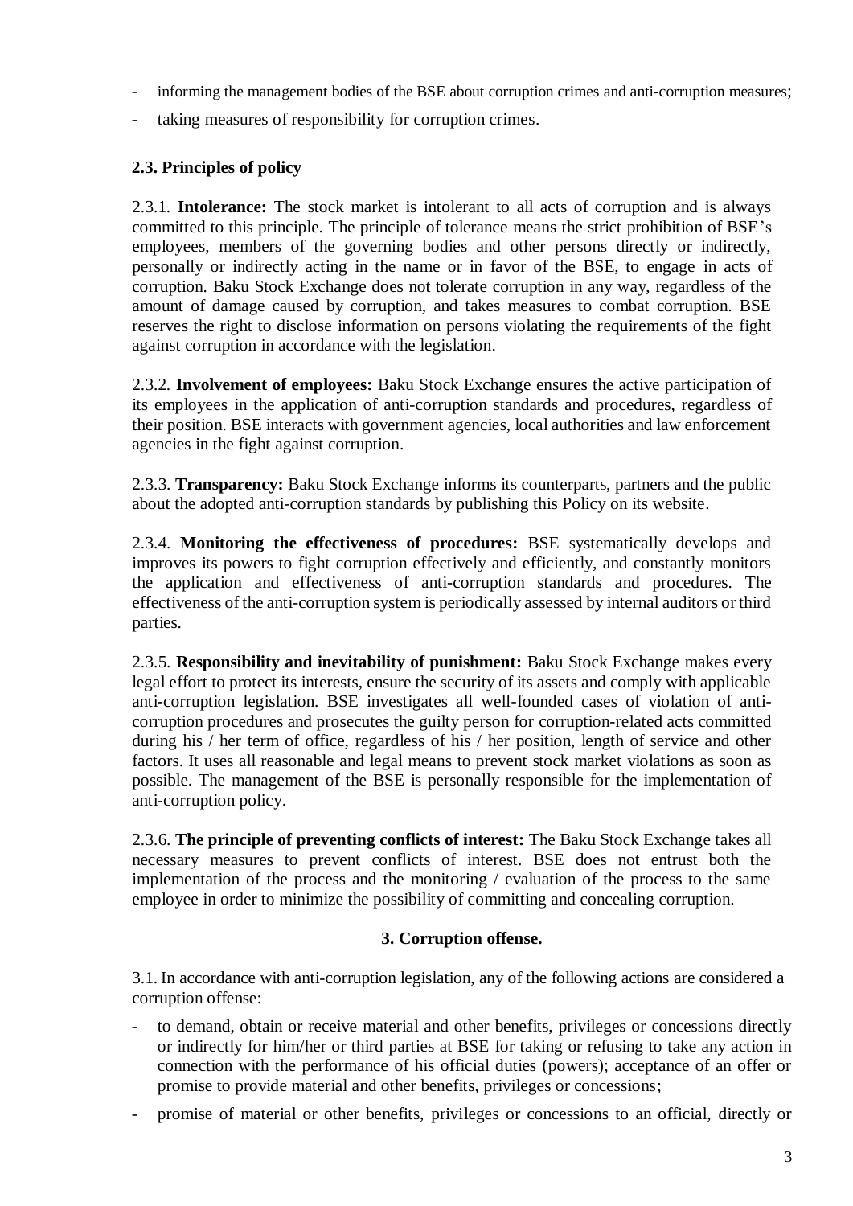- informing the management bodies of the BSE about corruption crimes and anti-corruption measures;
- taking measures of responsibility for corruption crimes.

### 2.3. Principles of policy

2.3.1. **Intolerance:** The stock market is intolerant to all acts of corruption and is always committed to this principle. The principle of tolerance means the strict prohibition of BSE's employees, members of the governing bodies and other persons directly or indirectly, personally or indirectly acting in the name or in favor of the BSE, to engage in acts of corruption. Baku Stock Exchange does not tolerate corruption in any way, regardless of the amount of damage caused by corruption, and takes measures to combat corruption. BSE reserves the right to disclose information on persons violating the requirements of the fight against corruption in accordance with the legislation.

2.3.2. **Involvement of employees:** Baku Stock Exchange ensures the active participation of its employees in the application of anti-corruption standards and procedures, regardless of their position. BSE interacts with government agencies, local authorities and law enforcement agencies in the fight against corruption.

2.3.3. **Transparency:** Baku Stock Exchange informs its counterparts, partners and the public about the adopted anti-corruption standards by publishing this Policy on its website.

2.3.4. **Monitoring the effectiveness of procedures:** BSE systematically develops and improves its powers to fight corruption effectively and efficiently, and constantly monitors the application and effectiveness of anti-corruption standards and procedures. The effectiveness of the anti-corruption system is periodically assessed by internal auditors or third parties.

2.3.5. **Responsibility and inevitability of punishment:** Baku Stock Exchange makes every legal effort to protect its interests, ensure the security of its assets and comply with applicable anti-corruption legislation. BSE investigates all well-founded cases of violation of anti-corruption procedures and prosecutes the guilty person for corruption-related acts committed during his / her term of office, regardless of his / her position, length of service and other factors. It uses all reasonable and legal means to prevent stock market violations as soon as possible. The management of the BSE is personally responsible for the implementation of anti-corruption policy.

2.3.6. **The principle of preventing conflicts of interest:** The Baku Stock Exchange takes all necessary measures to prevent conflicts of interest. BSE does not entrust both the implementation of the process and the monitoring / evaluation of the process to the same employee in order to minimize the possibility of committing and concealing corruption.

## 3. Corruption offense.

3.1. In accordance with anti-corruption legislation, any of the following actions are considered a corruption offense:

- to demand, obtain or receive material and other benefits, privileges or concessions directly or indirectly for him/her or third parties at BSE for taking or refusing to take any action in connection with the performance of his official duties (powers); acceptance of an offer or promise to provide material and other benefits, privileges or concessions;
- promise of material or other benefits, privileges or concessions to an official, directly or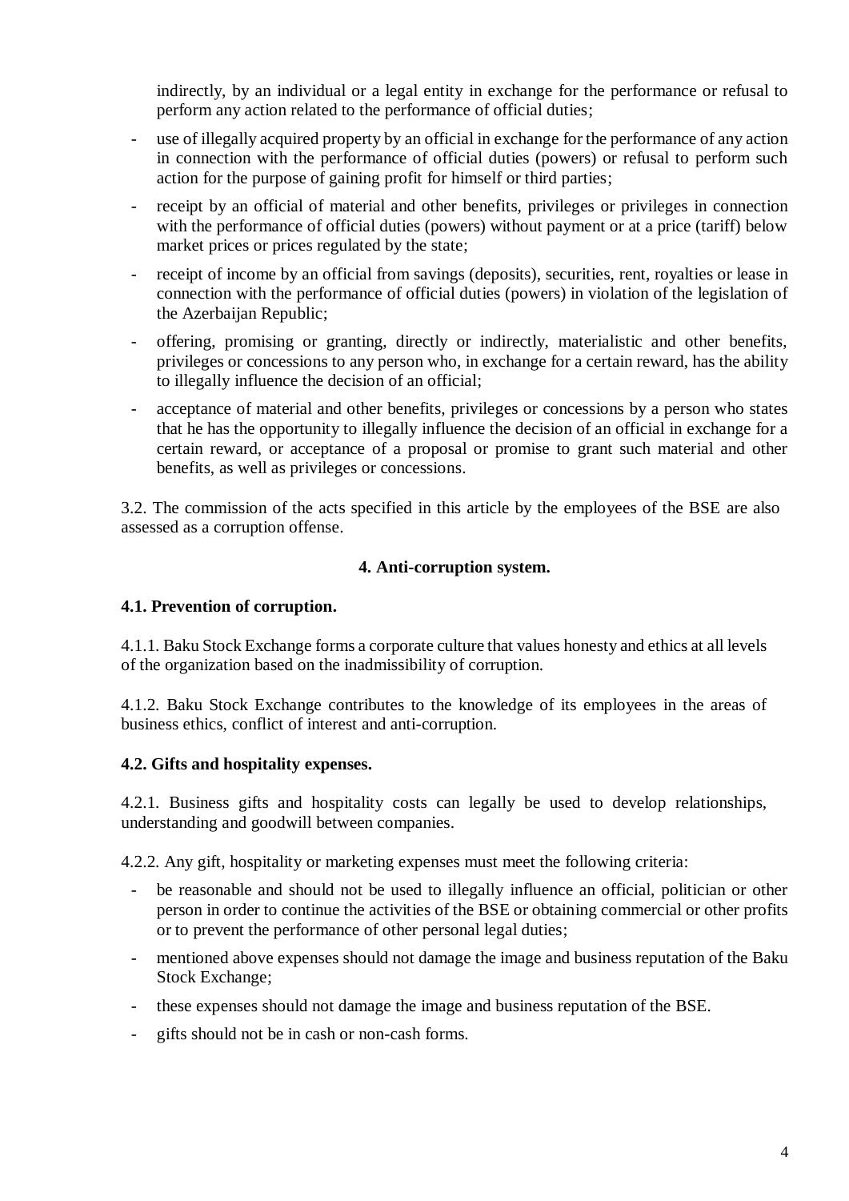indirectly, by an individual or a legal entity in exchange for the performance or refusal to perform any action related to the performance of official duties;

- use of illegally acquired property by an official in exchange for the performance of any action in connection with the performance of official duties (powers) or refusal to perform such action for the purpose of gaining profit for himself or third parties;
- receipt by an official of material and other benefits, privileges or privileges in connection with the performance of official duties (powers) without payment or at a price (tariff) below market prices or prices regulated by the state;
- receipt of income by an official from savings (deposits), securities, rent, royalties or lease in connection with the performance of official duties (powers) in violation of the legislation of the Azerbaijan Republic;
- offering, promising or granting, directly or indirectly, materialistic and other benefits, privileges or concessions to any person who, in exchange for a certain reward, has the ability to illegally influence the decision of an official;
- acceptance of material and other benefits, privileges or concessions by a person who states that he has the opportunity to illegally influence the decision of an official in exchange for a certain reward, or acceptance of a proposal or promise to grant such material and other benefits, as well as privileges or concessions.

3.2. The commission of the acts specified in this article by the employees of the BSE are also assessed as a corruption offense.

## 4. Anti-corruption system.

### 4.1. Prevention of corruption.

4.1.1. Baku Stock Exchange forms a corporate culture that values honesty and ethics at all levels of the organization based on the inadmissibility of corruption.

4.1.2. Baku Stock Exchange contributes to the knowledge of its employees in the areas of business ethics, conflict of interest and anti-corruption.

### 4.2. Gifts and hospitality expenses.

4.2.1. Business gifts and hospitality costs can legally be used to develop relationships, understanding and goodwill between companies.

4.2.2. Any gift, hospitality or marketing expenses must meet the following criteria:

- be reasonable and should not be used to illegally influence an official, politician or other person in order to continue the activities of the BSE or obtaining commercial or other profits or to prevent the performance of other personal legal duties;
- mentioned above expenses should not damage the image and business reputation of the Baku Stock Exchange;
- these expenses should not damage the image and business reputation of the BSE.
- gifts should not be in cash or non-cash forms.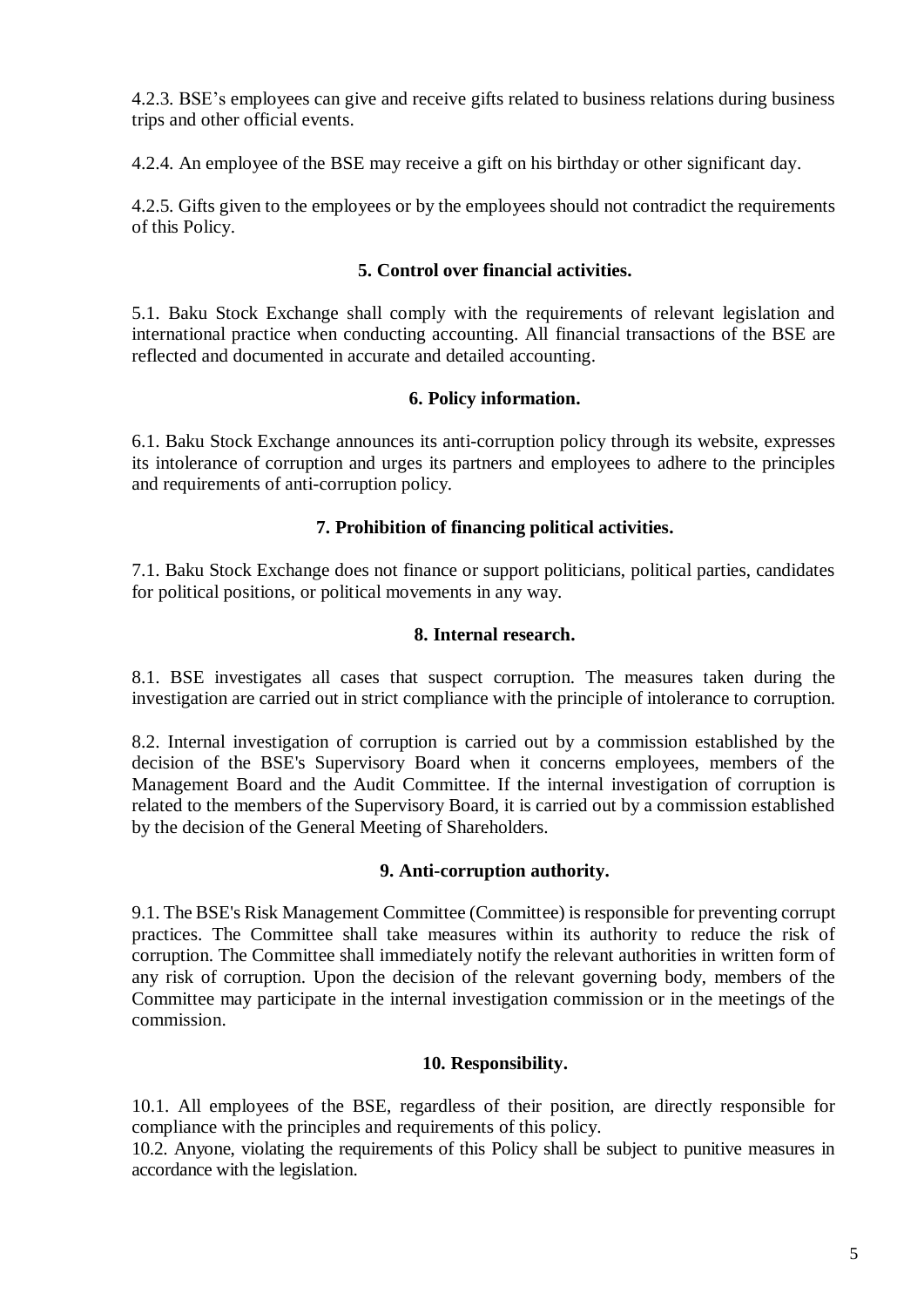4.2.3. BSE’s employees can give and receive gifts related to business relations during business trips and other official events.

4.2.4. An employee of the BSE may receive a gift on his birthday or other significant day.

4.2.5. Gifts given to the employees or by the employees should not contradict the requirements of this Policy.

### 5. Control over financial activities.

5.1. Baku Stock Exchange shall comply with the requirements of relevant legislation and international practice when conducting accounting. All financial transactions of the BSE are reflected and documented in accurate and detailed accounting.

### 6. Policy information.

6.1. Baku Stock Exchange announces its anti-corruption policy through its website, expresses its intolerance of corruption and urges its partners and employees to adhere to the principles and requirements of anti-corruption policy.

### 7. Prohibition of financing political activities.

7.1. Baku Stock Exchange does not finance or support politicians, political parties, candidates for political positions, or political movements in any way.

### 8. Internal research.

8.1. BSE investigates all cases that suspect corruption. The measures taken during the investigation are carried out in strict compliance with the principle of intolerance to corruption.

8.2. Internal investigation of corruption is carried out by a commission established by the decision of the BSE's Supervisory Board when it concerns employees, members of the Management Board and the Audit Committee. If the internal investigation of corruption is related to the members of the Supervisory Board, it is carried out by a commission established by the decision of the General Meeting of Shareholders.

### 9. Anti-corruption authority.

9.1. The BSE's Risk Management Committee (Committee) is responsible for preventing corrupt practices. The Committee shall take measures within its authority to reduce the risk of corruption. The Committee shall immediately notify the relevant authorities in written form of any risk of corruption. Upon the decision of the relevant governing body, members of the Committee may participate in the internal investigation commission or in the meetings of the commission.

### 10. Responsibility.

10.1. All employees of the BSE, regardless of their position, are directly responsible for compliance with the principles and requirements of this policy.
10.2. Anyone, violating the requirements of this Policy shall be subject to punitive measures in accordance with the legislation.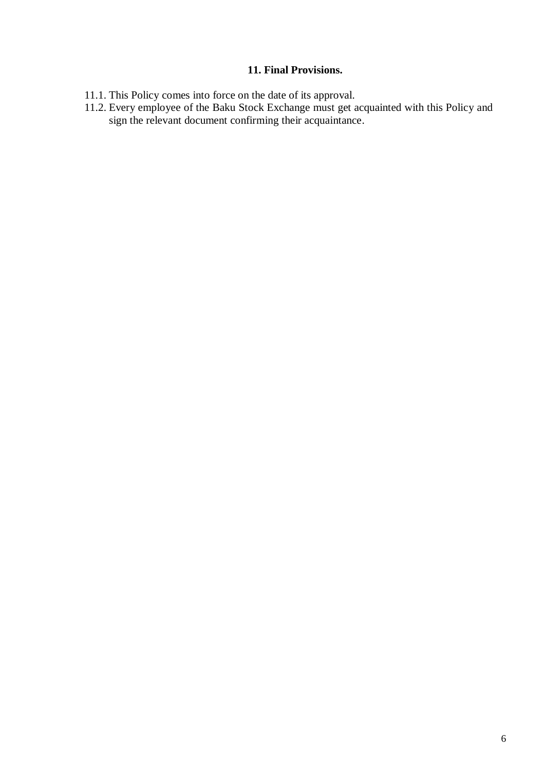## 11. Final Provisions.

11.1. This Policy comes into force on the date of its approval.

11.2. Every employee of the Baku Stock Exchange must get acquainted with this Policy and sign the relevant document confirming their acquaintance.